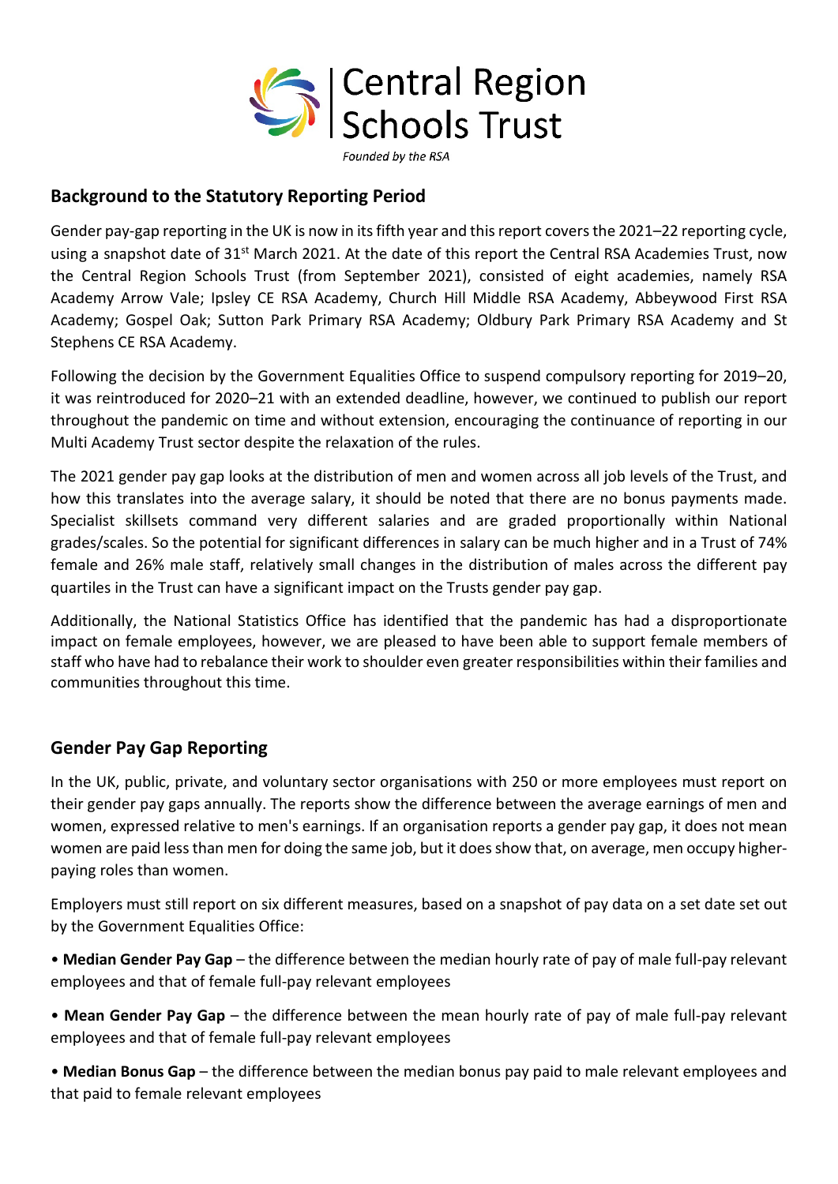Central Region Schools Trust

*Founded by the RSA*

## Background to the Statutory Reporting Period

Gender pay-gap reporting in the UK is now in its fifth year and this report covers the 2021–22 reporting cycle, using a snapshot date of 31st March 2021. At the date of this report the Central RSA Academies Trust, now the Central Region Schools Trust (from September 2021), consisted of eight academies, namely RSA Academy Arrow Vale; Ipsley CE RSA Academy, Church Hill Middle RSA Academy, Abbeywood First RSA Academy; Gospel Oak; Sutton Park Primary RSA Academy; Oldbury Park Primary RSA Academy and St Stephens CE RSA Academy.

Following the decision by the Government Equalities Office to suspend compulsory reporting for 2019–20, it was reintroduced for 2020–21 with an extended deadline, however, we continued to publish our report throughout the pandemic on time and without extension, encouraging the continuance of reporting in our Multi Academy Trust sector despite the relaxation of the rules.

The 2021 gender pay gap looks at the distribution of men and women across all job levels of the Trust, and how this translates into the average salary, it should be noted that there are no bonus payments made. Specialist skillsets command very different salaries and are graded proportionally within National grades/scales. So the potential for significant differences in salary can be much higher and in a Trust of 74% female and 26% male staff, relatively small changes in the distribution of males across the different pay quartiles in the Trust can have a significant impact on the Trusts gender pay gap.

Additionally, the National Statistics Office has identified that the pandemic has had a disproportionate impact on female employees, however, we are pleased to have been able to support female members of staff who have had to rebalance their work to shoulder even greater responsibilities within their families and communities throughout this time.

## Gender Pay Gap Reporting

In the UK, public, private, and voluntary sector organisations with 250 or more employees must report on their gender pay gaps annually. The reports show the difference between the average earnings of men and women, expressed relative to men's earnings. If an organisation reports a gender pay gap, it does not mean women are paid less than men for doing the same job, but it does show that, on average, men occupy higher-paying roles than women.

Employers must still report on six different measures, based on a snapshot of pay data on a set date set out by the Government Equalities Office:

- **Median Gender Pay Gap** – the difference between the median hourly rate of pay of male full-pay relevant employees and that of female full-pay relevant employees
- **Mean Gender Pay Gap** – the difference between the mean hourly rate of pay of male full-pay relevant employees and that of female full-pay relevant employees
- **Median Bonus Gap** – the difference between the median bonus pay paid to male relevant employees and that paid to female relevant employees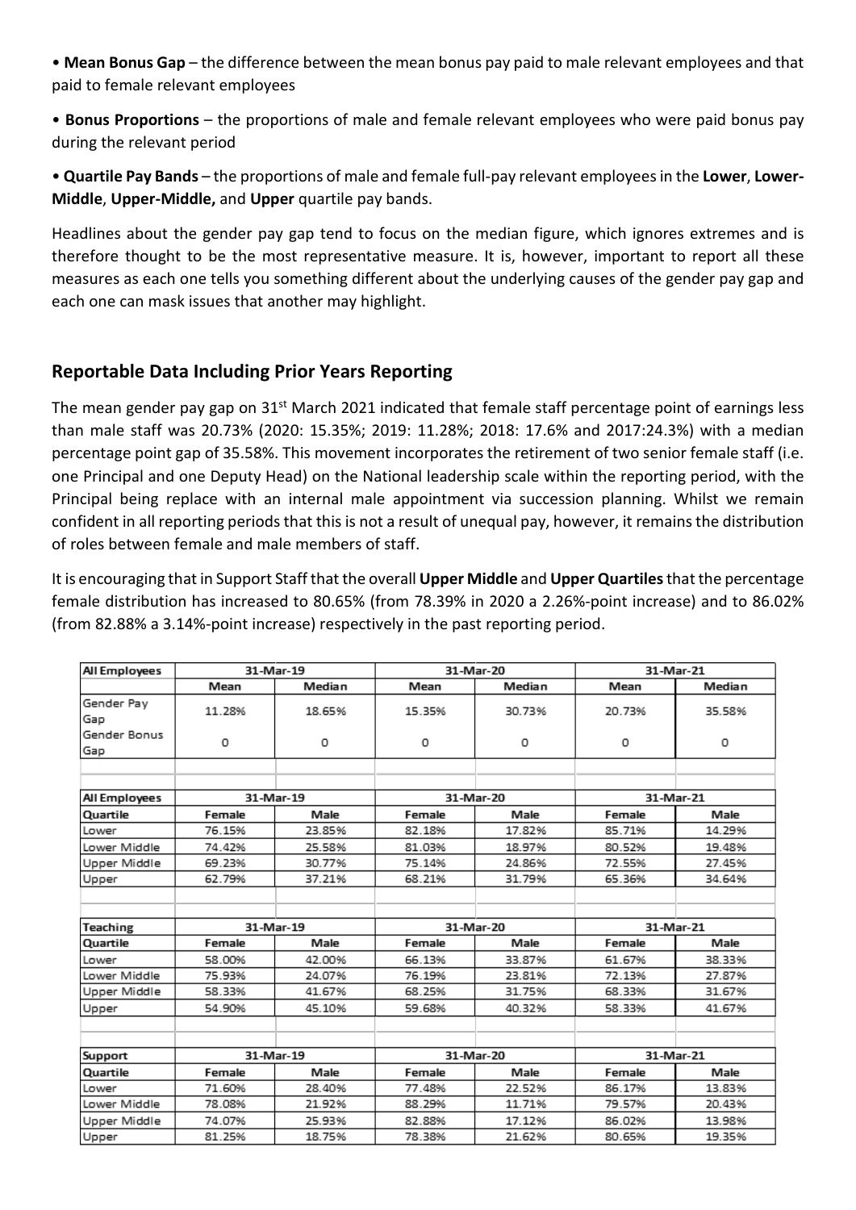• **Mean Bonus Gap** – the difference between the mean bonus pay paid to male relevant employees and that paid to female relevant employees

• **Bonus Proportions** – the proportions of male and female relevant employees who were paid bonus pay during the relevant period

• **Quartile Pay Bands** – the proportions of male and female full-pay relevant employees in the **Lower**, **Lower-Middle**, **Upper-Middle,** and **Upper** quartile pay bands.

Headlines about the gender pay gap tend to focus on the median figure, which ignores extremes and is therefore thought to be the most representative measure. It is, however, important to report all these measures as each one tells you something different about the underlying causes of the gender pay gap and each one can mask issues that another may highlight.

## Reportable Data Including Prior Years Reporting

The mean gender pay gap on 31st March 2021 indicated that female staff percentage point of earnings less than male staff was 20.73% (2020: 15.35%; 2019: 11.28%; 2018: 17.6% and 2017:24.3%) with a median percentage point gap of 35.58%. This movement incorporates the retirement of two senior female staff (i.e. one Principal and one Deputy Head) on the National leadership scale within the reporting period, with the Principal being replace with an internal male appointment via succession planning. Whilst we remain confident in all reporting periods that this is not a result of unequal pay, however, it remains the distribution of roles between female and male members of staff.

It is encouraging that in Support Staff that the overall **Upper Middle** and **Upper Quartiles** that the percentage female distribution has increased to 80.65% (from 78.39% in 2020 a 2.26%-point increase) and to 86.02% (from 82.88% a 3.14%-point increase) respectively in the past reporting period.

| **All Employees** | 31-Mar-19 | | 31-Mar-20 | | 31-Mar-21 | |
|---|---|---|---|---|---|---|
| | Mean | Median | Mean | Median | Mean | Median |
| Gender Pay Gap | 11.28% | 18.65% | 15.35% | 30.73% | 20.73% | 35.58% |
| Gender Bonus Gap | 0 | 0 | 0 | 0 | 0 | 0 |
| | | | | | | |
| **All Employees** | 31-Mar-19 | | 31-Mar-20 | | 31-Mar-21 | |
| **Quartile** | **Female** | **Male** | **Female** | **Male** | **Female** | **Male** |
| Lower | 76.15% | 23.85% | 82.18% | 17.82% | 85.71% | 14.29% |
| Lower Middle | 74.42% | 25.58% | 81.03% | 18.97% | 80.52% | 19.48% |
| Upper Middle | 69.23% | 30.77% | 75.14% | 24.86% | 72.55% | 27.45% |
| Upper | 62.79% | 37.21% | 68.21% | 31.79% | 65.36% | 34.64% |
| | | | | | | |
| **Teaching** | 31-Mar-19 | | 31-Mar-20 | | 31-Mar-21 | |
| **Quartile** | **Female** | **Male** | **Female** | **Male** | **Female** | **Male** |
| Lower | 58.00% | 42.00% | 66.13% | 33.87% | 61.67% | 38.33% |
| Lower Middle | 75.93% | 24.07% | 76.19% | 23.81% | 72.13% | 27.87% |
| Upper Middle | 58.33% | 41.67% | 68.25% | 31.75% | 68.33% | 31.67% |
| Upper | 54.90% | 45.10% | 59.68% | 40.32% | 58.33% | 41.67% |
| | | | | | | |
| **Support** | 31-Mar-19 | | 31-Mar-20 | | 31-Mar-21 | |
| **Quartile** | **Female** | **Male** | **Female** | **Male** | **Female** | **Male** |
| Lower | 71.60% | 28.40% | 77.48% | 22.52% | 86.17% | 13.83% |
| Lower Middle | 78.08% | 21.92% | 88.29% | 11.71% | 79.57% | 20.43% |
| Upper Middle | 74.07% | 25.93% | 82.88% | 17.12% | 86.02% | 13.98% |
| Upper | 81.25% | 18.75% | 78.38% | 21.62% | 80.65% | 19.35% |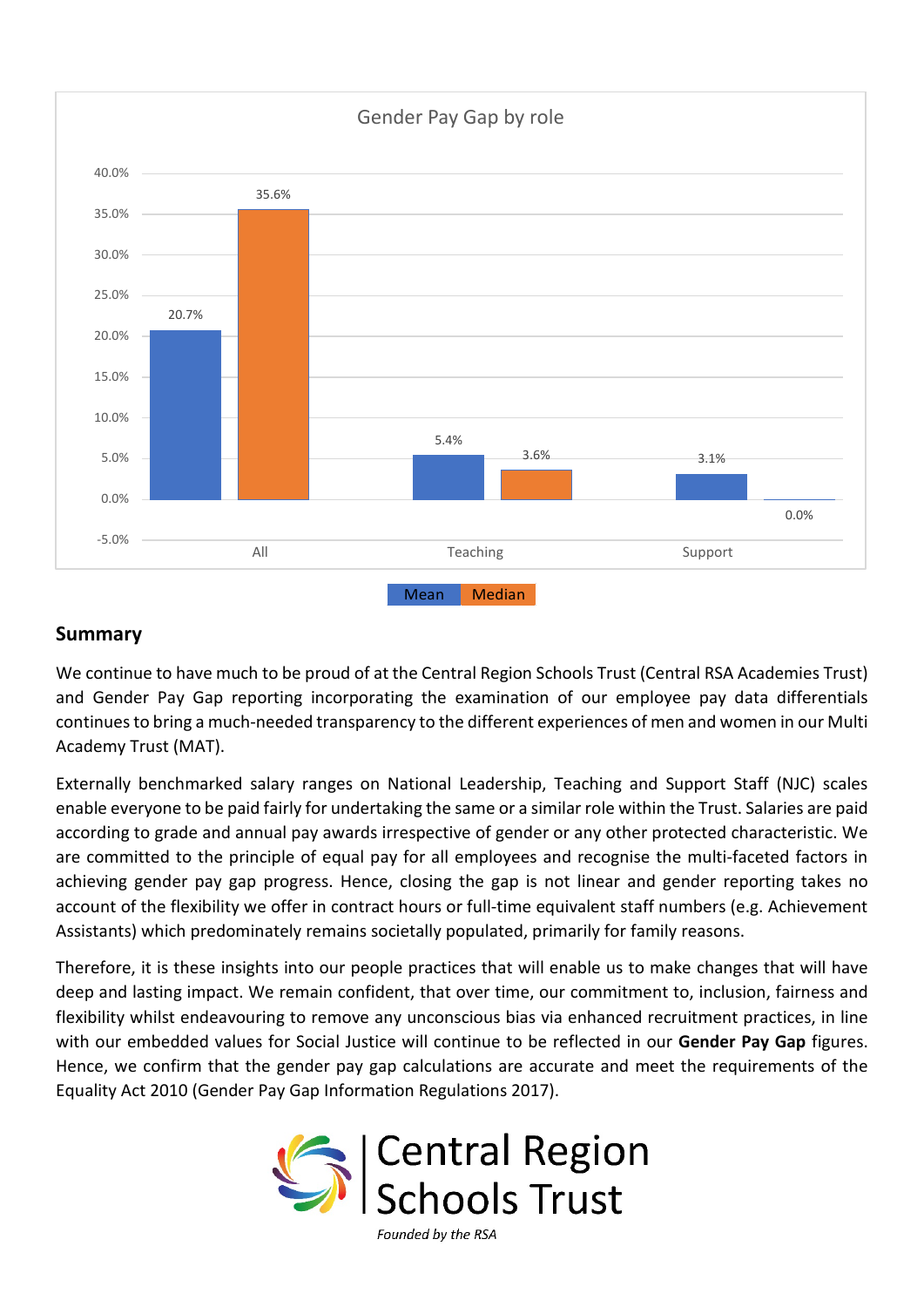Gender Pay Gap by role

40.0%
35.0%
30.0%
25.0%
20.0%
15.0%
10.0%
5.0%
0.0%
-5.0%

20.7%
35.6%
5.4%
3.6%
3.1%
0.0%

All
Teaching
Support

Mean Median

## Summary

We continue to have much to be proud of at the Central Region Schools Trust (Central RSA Academies Trust) and Gender Pay Gap reporting incorporating the examination of our employee pay data differentials continues to bring a much-needed transparency to the different experiences of men and women in our Multi Academy Trust (MAT).

Externally benchmarked salary ranges on National Leadership, Teaching and Support Staff (NJC) scales enable everyone to be paid fairly for undertaking the same or a similar role within the Trust. Salaries are paid according to grade and annual pay awards irrespective of gender or any other protected characteristic. We are committed to the principle of equal pay for all employees and recognise the multi-faceted factors in achieving gender pay gap progress. Hence, closing the gap is not linear and gender reporting takes no account of the flexibility we offer in contract hours or full-time equivalent staff numbers (e.g. Achievement Assistants) which predominately remains societally populated, primarily for family reasons.

Therefore, it is these insights into our people practices that will enable us to make changes that will have deep and lasting impact. We remain confident, that over time, our commitment to, inclusion, fairness and flexibility whilst endeavouring to remove any unconscious bias via enhanced recruitment practices, in line with our embedded values for Social Justice will continue to be reflected in our **Gender Pay Gap** figures. Hence, we confirm that the gender pay gap calculations are accurate and meet the requirements of the Equality Act 2010 (Gender Pay Gap Information Regulations 2017).

Central Region Schools Trust

*Founded by the RSA*